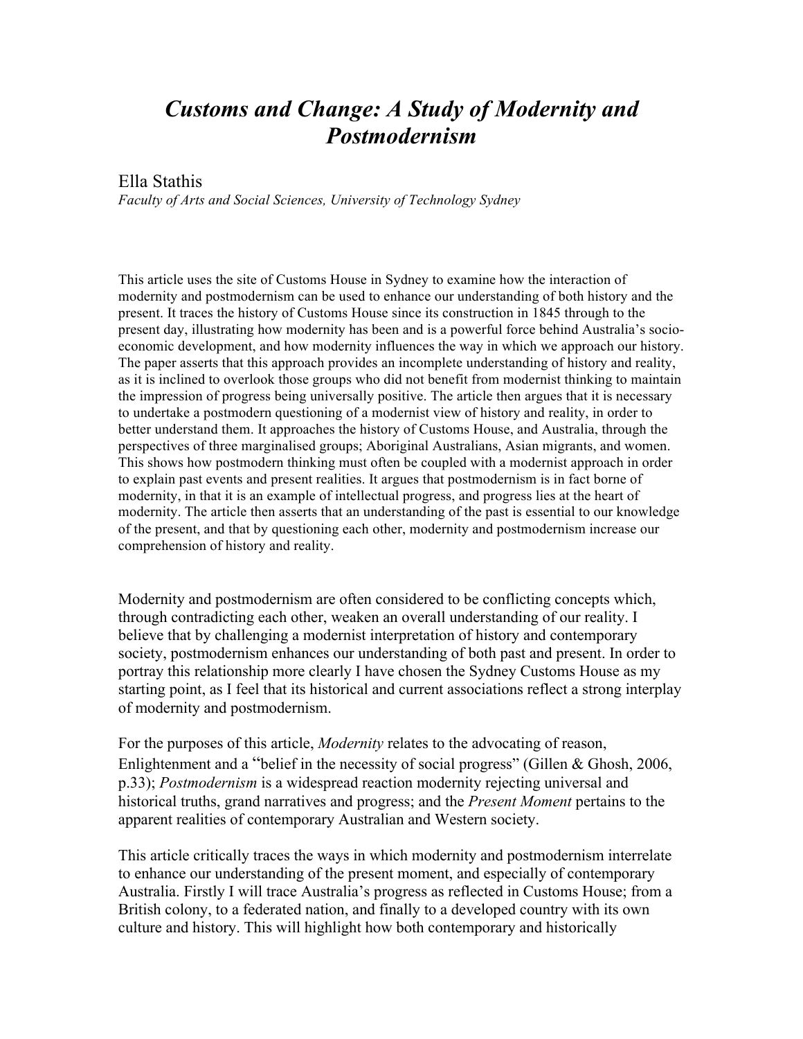# *Customs and Change: A Study of Modernity and Postmodernism*

Ella Stathis
*Faculty of Arts and Social Sciences, University of Technology Sydney*

This article uses the site of Customs House in Sydney to examine how the interaction of modernity and postmodernism can be used to enhance our understanding of both history and the present. It traces the history of Customs House since its construction in 1845 through to the present day, illustrating how modernity has been and is a powerful force behind Australia's socio-economic development, and how modernity influences the way in which we approach our history. The paper asserts that this approach provides an incomplete understanding of history and reality, as it is inclined to overlook those groups who did not benefit from modernist thinking to maintain the impression of progress being universally positive. The article then argues that it is necessary to undertake a postmodern questioning of a modernist view of history and reality, in order to better understand them. It approaches the history of Customs House, and Australia, through the perspectives of three marginalised groups; Aboriginal Australians, Asian migrants, and women. This shows how postmodern thinking must often be coupled with a modernist approach in order to explain past events and present realities. It argues that postmodernism is in fact borne of modernity, in that it is an example of intellectual progress, and progress lies at the heart of modernity. The article then asserts that an understanding of the past is essential to our knowledge of the present, and that by questioning each other, modernity and postmodernism increase our comprehension of history and reality.

Modernity and postmodernism are often considered to be conflicting concepts which, through contradicting each other, weaken an overall understanding of our reality. I believe that by challenging a modernist interpretation of history and contemporary society, postmodernism enhances our understanding of both past and present. In order to portray this relationship more clearly I have chosen the Sydney Customs House as my starting point, as I feel that its historical and current associations reflect a strong interplay of modernity and postmodernism.

For the purposes of this article, *Modernity* relates to the advocating of reason, Enlightenment and a "belief in the necessity of social progress" (Gillen & Ghosh, 2006, p.33); *Postmodernism* is a widespread reaction modernity rejecting universal and historical truths, grand narratives and progress; and the *Present Moment* pertains to the apparent realities of contemporary Australian and Western society.

This article critically traces the ways in which modernity and postmodernism interrelate to enhance our understanding of the present moment, and especially of contemporary Australia. Firstly I will trace Australia's progress as reflected in Customs House; from a British colony, to a federated nation, and finally to a developed country with its own culture and history. This will highlight how both contemporary and historically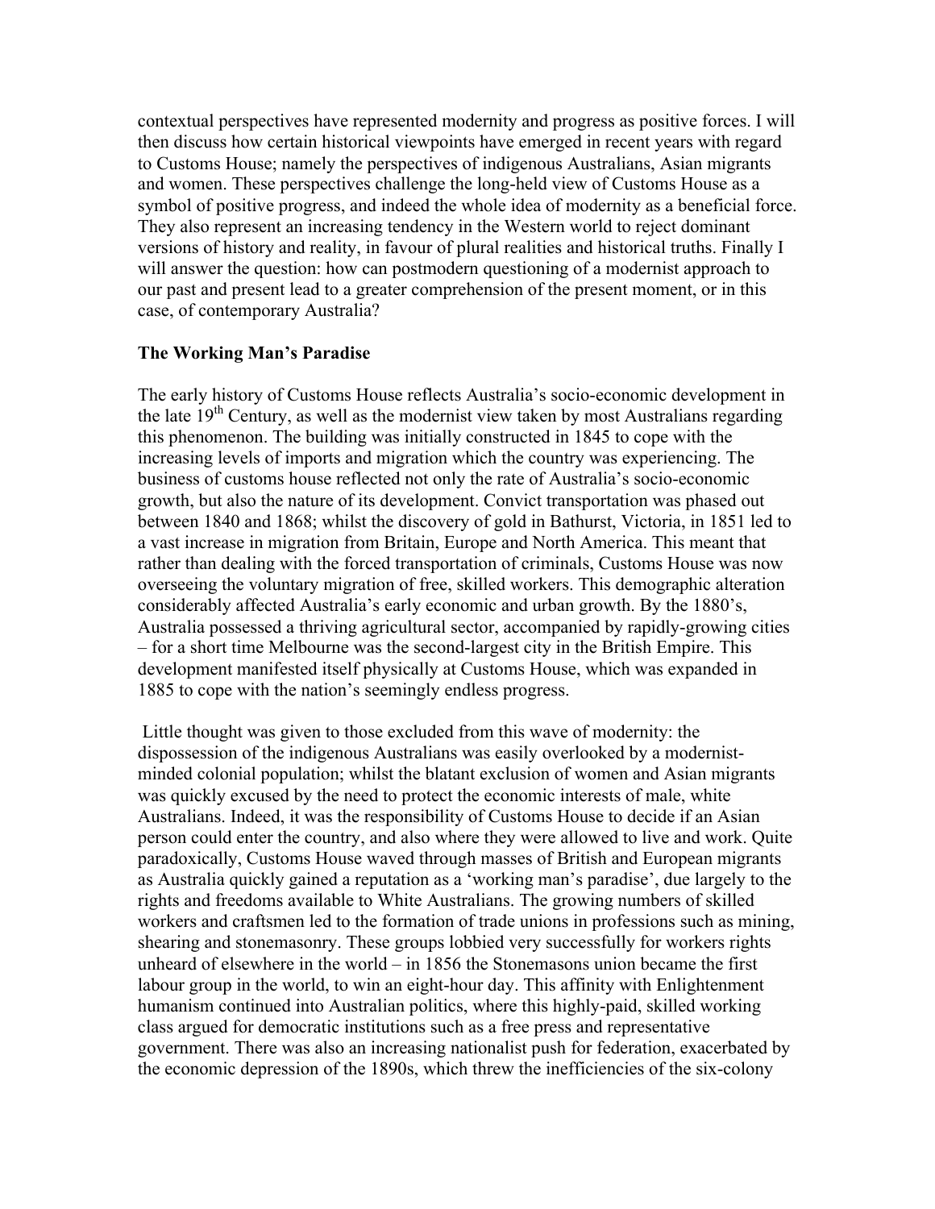contextual perspectives have represented modernity and progress as positive forces. I will then discuss how certain historical viewpoints have emerged in recent years with regard to Customs House; namely the perspectives of indigenous Australians, Asian migrants and women. These perspectives challenge the long-held view of Customs House as a symbol of positive progress, and indeed the whole idea of modernity as a beneficial force. They also represent an increasing tendency in the Western world to reject dominant versions of history and reality, in favour of plural realities and historical truths. Finally I will answer the question: how can postmodern questioning of a modernist approach to our past and present lead to a greater comprehension of the present moment, or in this case, of contemporary Australia?

**The Working Man's Paradise**

The early history of Customs House reflects Australia's socio-economic development in the late 19th Century, as well as the modernist view taken by most Australians regarding this phenomenon. The building was initially constructed in 1845 to cope with the increasing levels of imports and migration which the country was experiencing. The business of customs house reflected not only the rate of Australia's socio-economic growth, but also the nature of its development. Convict transportation was phased out between 1840 and 1868; whilst the discovery of gold in Bathurst, Victoria, in 1851 led to a vast increase in migration from Britain, Europe and North America. This meant that rather than dealing with the forced transportation of criminals, Customs House was now overseeing the voluntary migration of free, skilled workers. This demographic alteration considerably affected Australia's early economic and urban growth. By the 1880's, Australia possessed a thriving agricultural sector, accompanied by rapidly-growing cities – for a short time Melbourne was the second-largest city in the British Empire. This development manifested itself physically at Customs House, which was expanded in 1885 to cope with the nation's seemingly endless progress.

Little thought was given to those excluded from this wave of modernity: the dispossession of the indigenous Australians was easily overlooked by a modernist-minded colonial population; whilst the blatant exclusion of women and Asian migrants was quickly excused by the need to protect the economic interests of male, white Australians. Indeed, it was the responsibility of Customs House to decide if an Asian person could enter the country, and also where they were allowed to live and work. Quite paradoxically, Customs House waved through masses of British and European migrants as Australia quickly gained a reputation as a 'working man's paradise', due largely to the rights and freedoms available to White Australians. The growing numbers of skilled workers and craftsmen led to the formation of trade unions in professions such as mining, shearing and stonemasonry. These groups lobbied very successfully for workers rights unheard of elsewhere in the world – in 1856 the Stonemasons union became the first labour group in the world, to win an eight-hour day. This affinity with Enlightenment humanism continued into Australian politics, where this highly-paid, skilled working class argued for democratic institutions such as a free press and representative government. There was also an increasing nationalist push for federation, exacerbated by the economic depression of the 1890s, which threw the inefficiencies of the six-colony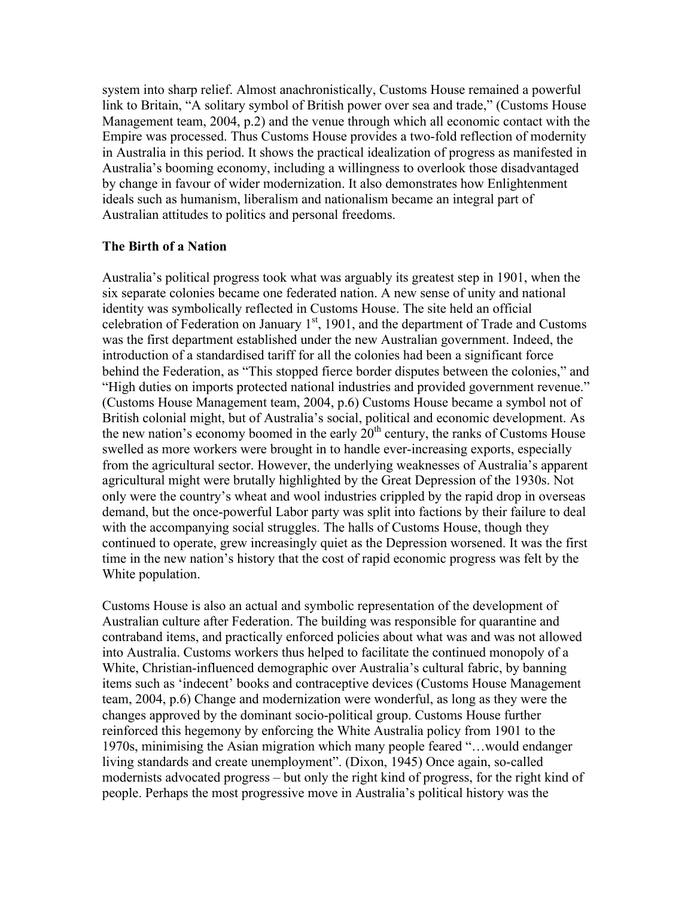system into sharp relief. Almost anachronistically, Customs House remained a powerful link to Britain, "A solitary symbol of British power over sea and trade," (Customs House Management team, 2004, p.2) and the venue through which all economic contact with the Empire was processed. Thus Customs House provides a two-fold reflection of modernity in Australia in this period. It shows the practical idealization of progress as manifested in Australia's booming economy, including a willingness to overlook those disadvantaged by change in favour of wider modernization. It also demonstrates how Enlightenment ideals such as humanism, liberalism and nationalism became an integral part of Australian attitudes to politics and personal freedoms.

**The Birth of a Nation**

Australia's political progress took what was arguably its greatest step in 1901, when the six separate colonies became one federated nation. A new sense of unity and national identity was symbolically reflected in Customs House. The site held an official celebration of Federation on January 1st, 1901, and the department of Trade and Customs was the first department established under the new Australian government. Indeed, the introduction of a standardised tariff for all the colonies had been a significant force behind the Federation, as "This stopped fierce border disputes between the colonies," and "High duties on imports protected national industries and provided government revenue." (Customs House Management team, 2004, p.6) Customs House became a symbol not of British colonial might, but of Australia's social, political and economic development. As the new nation's economy boomed in the early 20th century, the ranks of Customs House swelled as more workers were brought in to handle ever-increasing exports, especially from the agricultural sector. However, the underlying weaknesses of Australia's apparent agricultural might were brutally highlighted by the Great Depression of the 1930s. Not only were the country's wheat and wool industries crippled by the rapid drop in overseas demand, but the once-powerful Labor party was split into factions by their failure to deal with the accompanying social struggles. The halls of Customs House, though they continued to operate, grew increasingly quiet as the Depression worsened. It was the first time in the new nation's history that the cost of rapid economic progress was felt by the White population.

Customs House is also an actual and symbolic representation of the development of Australian culture after Federation. The building was responsible for quarantine and contraband items, and practically enforced policies about what was and was not allowed into Australia. Customs workers thus helped to facilitate the continued monopoly of a White, Christian-influenced demographic over Australia's cultural fabric, by banning items such as 'indecent' books and contraceptive devices (Customs House Management team, 2004, p.6) Change and modernization were wonderful, as long as they were the changes approved by the dominant socio-political group. Customs House further reinforced this hegemony by enforcing the White Australia policy from 1901 to the 1970s, minimising the Asian migration which many people feared "…would endanger living standards and create unemployment". (Dixon, 1945) Once again, so-called modernists advocated progress – but only the right kind of progress, for the right kind of people. Perhaps the most progressive move in Australia's political history was the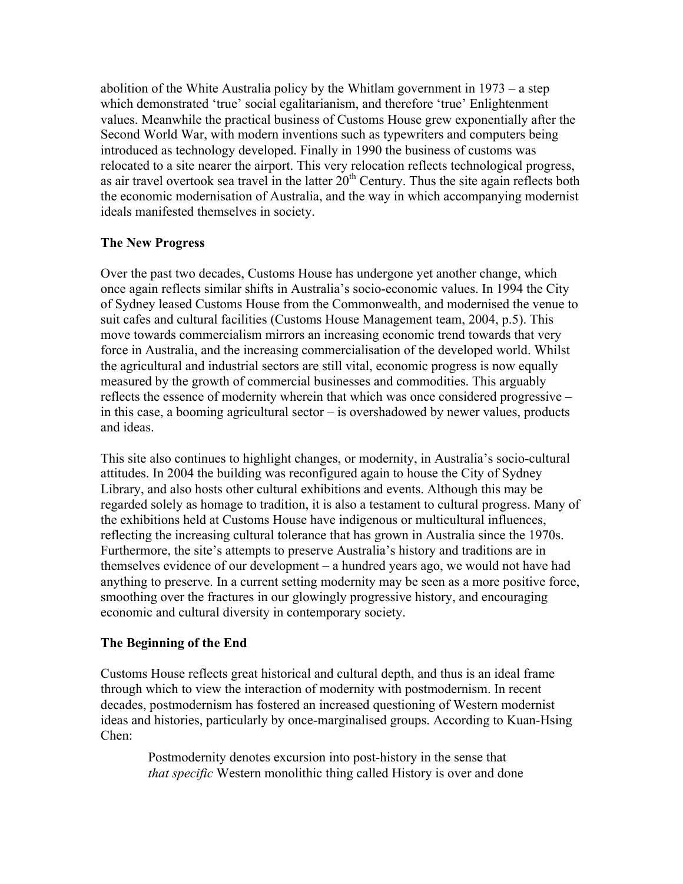abolition of the White Australia policy by the Whitlam government in 1973 – a step which demonstrated 'true' social egalitarianism, and therefore 'true' Enlightenment values. Meanwhile the practical business of Customs House grew exponentially after the Second World War, with modern inventions such as typewriters and computers being introduced as technology developed. Finally in 1990 the business of customs was relocated to a site nearer the airport. This very relocation reflects technological progress, as air travel overtook sea travel in the latter 20th Century. Thus the site again reflects both the economic modernisation of Australia, and the way in which accompanying modernist ideals manifested themselves in society.

**The New Progress**

Over the past two decades, Customs House has undergone yet another change, which once again reflects similar shifts in Australia's socio-economic values. In 1994 the City of Sydney leased Customs House from the Commonwealth, and modernised the venue to suit cafes and cultural facilities (Customs House Management team, 2004, p.5). This move towards commercialism mirrors an increasing economic trend towards that very force in Australia, and the increasing commercialisation of the developed world. Whilst the agricultural and industrial sectors are still vital, economic progress is now equally measured by the growth of commercial businesses and commodities. This arguably reflects the essence of modernity wherein that which was once considered progressive – in this case, a booming agricultural sector – is overshadowed by newer values, products and ideas.

This site also continues to highlight changes, or modernity, in Australia's socio-cultural attitudes. In 2004 the building was reconfigured again to house the City of Sydney Library, and also hosts other cultural exhibitions and events. Although this may be regarded solely as homage to tradition, it is also a testament to cultural progress. Many of the exhibitions held at Customs House have indigenous or multicultural influences, reflecting the increasing cultural tolerance that has grown in Australia since the 1970s. Furthermore, the site's attempts to preserve Australia's history and traditions are in themselves evidence of our development – a hundred years ago, we would not have had anything to preserve. In a current setting modernity may be seen as a more positive force, smoothing over the fractures in our glowingly progressive history, and encouraging economic and cultural diversity in contemporary society.

**The Beginning of the End**

Customs House reflects great historical and cultural depth, and thus is an ideal frame through which to view the interaction of modernity with postmodernism. In recent decades, postmodernism has fostered an increased questioning of Western modernist ideas and histories, particularly by once-marginalised groups. According to Kuan-Hsing Chen:

> Postmodernity denotes excursion into post-history in the sense that *that specific* Western monolithic thing called History is over and done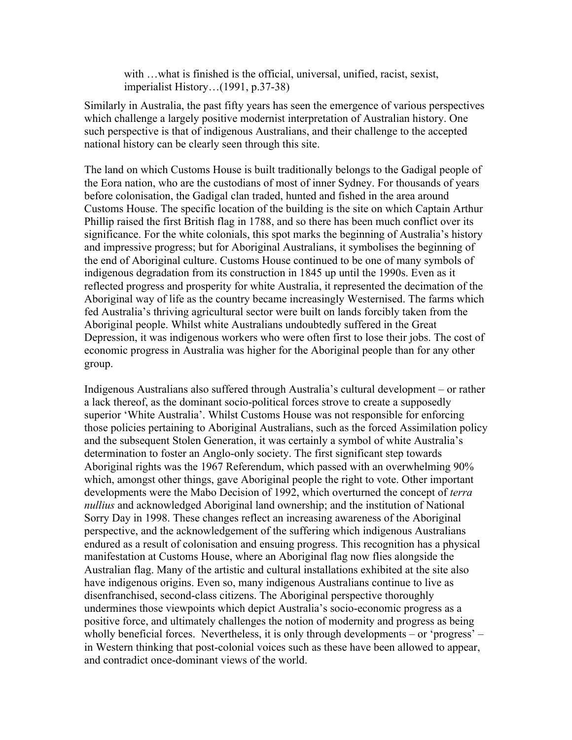> with …what is finished is the official, universal, unified, racist, sexist, imperialist History…(1991, p.37-38)

Similarly in Australia, the past fifty years has seen the emergence of various perspectives which challenge a largely positive modernist interpretation of Australian history. One such perspective is that of indigenous Australians, and their challenge to the accepted national history can be clearly seen through this site.

The land on which Customs House is built traditionally belongs to the Gadigal people of the Eora nation, who are the custodians of most of inner Sydney. For thousands of years before colonisation, the Gadigal clan traded, hunted and fished in the area around Customs House. The specific location of the building is the site on which Captain Arthur Phillip raised the first British flag in 1788, and so there has been much conflict over its significance. For the white colonials, this spot marks the beginning of Australia's history and impressive progress; but for Aboriginal Australians, it symbolises the beginning of the end of Aboriginal culture. Customs House continued to be one of many symbols of indigenous degradation from its construction in 1845 up until the 1990s. Even as it reflected progress and prosperity for white Australia, it represented the decimation of the Aboriginal way of life as the country became increasingly Westernised. The farms which fed Australia's thriving agricultural sector were built on lands forcibly taken from the Aboriginal people. Whilst white Australians undoubtedly suffered in the Great Depression, it was indigenous workers who were often first to lose their jobs. The cost of economic progress in Australia was higher for the Aboriginal people than for any other group.

Indigenous Australians also suffered through Australia's cultural development – or rather a lack thereof, as the dominant socio-political forces strove to create a supposedly superior 'White Australia'. Whilst Customs House was not responsible for enforcing those policies pertaining to Aboriginal Australians, such as the forced Assimilation policy and the subsequent Stolen Generation, it was certainly a symbol of white Australia's determination to foster an Anglo-only society. The first significant step towards Aboriginal rights was the 1967 Referendum, which passed with an overwhelming 90% which, amongst other things, gave Aboriginal people the right to vote. Other important developments were the Mabo Decision of 1992, which overturned the concept of *terra nullius* and acknowledged Aboriginal land ownership; and the institution of National Sorry Day in 1998. These changes reflect an increasing awareness of the Aboriginal perspective, and the acknowledgement of the suffering which indigenous Australians endured as a result of colonisation and ensuing progress. This recognition has a physical manifestation at Customs House, where an Aboriginal flag now flies alongside the Australian flag. Many of the artistic and cultural installations exhibited at the site also have indigenous origins. Even so, many indigenous Australians continue to live as disenfranchised, second-class citizens. The Aboriginal perspective thoroughly undermines those viewpoints which depict Australia's socio-economic progress as a positive force, and ultimately challenges the notion of modernity and progress as being wholly beneficial forces. Nevertheless, it is only through developments – or 'progress' – in Western thinking that post-colonial voices such as these have been allowed to appear, and contradict once-dominant views of the world.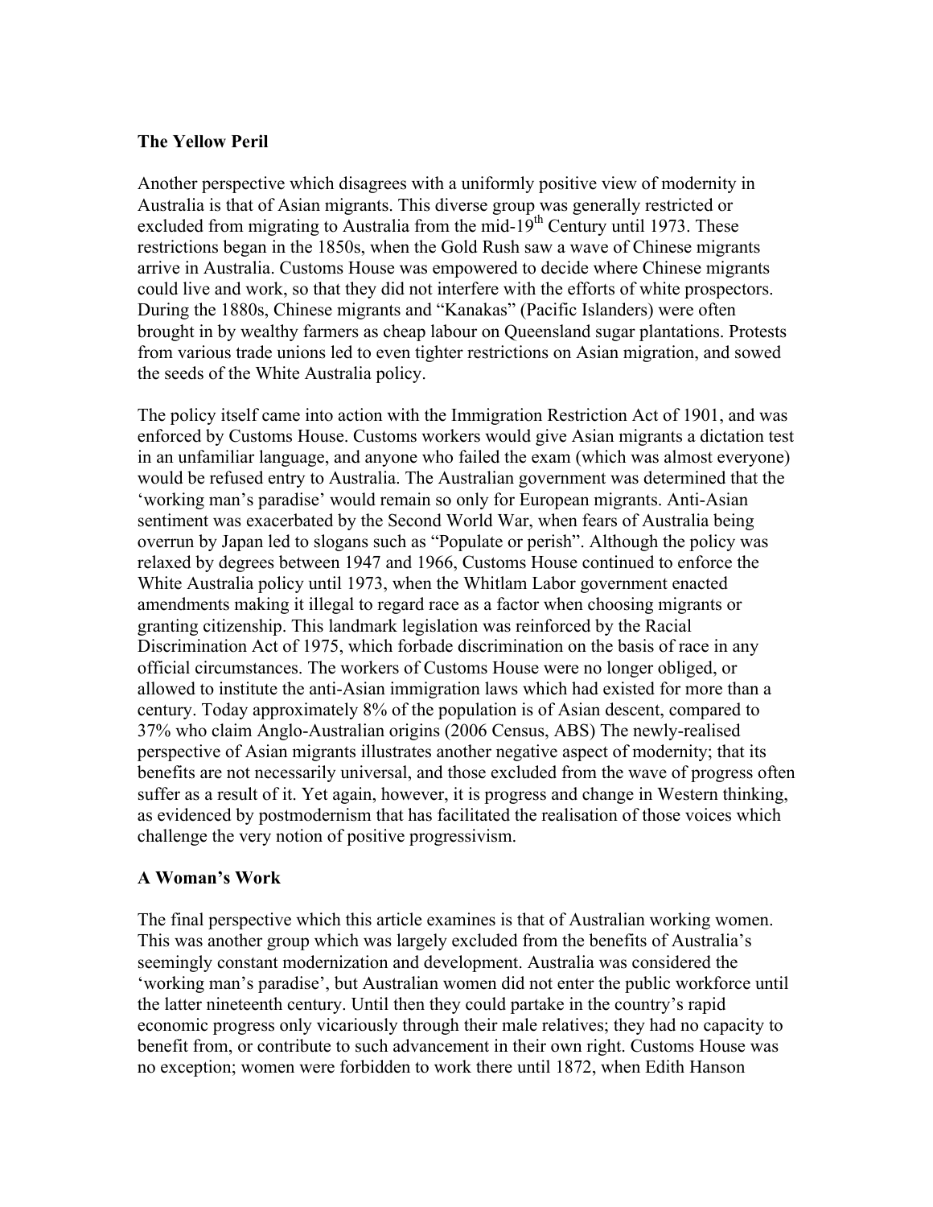**The Yellow Peril**

Another perspective which disagrees with a uniformly positive view of modernity in Australia is that of Asian migrants. This diverse group was generally restricted or excluded from migrating to Australia from the mid-19th Century until 1973. These restrictions began in the 1850s, when the Gold Rush saw a wave of Chinese migrants arrive in Australia. Customs House was empowered to decide where Chinese migrants could live and work, so that they did not interfere with the efforts of white prospectors. During the 1880s, Chinese migrants and "Kanakas" (Pacific Islanders) were often brought in by wealthy farmers as cheap labour on Queensland sugar plantations. Protests from various trade unions led to even tighter restrictions on Asian migration, and sowed the seeds of the White Australia policy.

The policy itself came into action with the Immigration Restriction Act of 1901, and was enforced by Customs House. Customs workers would give Asian migrants a dictation test in an unfamiliar language, and anyone who failed the exam (which was almost everyone) would be refused entry to Australia. The Australian government was determined that the 'working man's paradise' would remain so only for European migrants. Anti-Asian sentiment was exacerbated by the Second World War, when fears of Australia being overrun by Japan led to slogans such as "Populate or perish". Although the policy was relaxed by degrees between 1947 and 1966, Customs House continued to enforce the White Australia policy until 1973, when the Whitlam Labor government enacted amendments making it illegal to regard race as a factor when choosing migrants or granting citizenship. This landmark legislation was reinforced by the Racial Discrimination Act of 1975, which forbade discrimination on the basis of race in any official circumstances. The workers of Customs House were no longer obliged, or allowed to institute the anti-Asian immigration laws which had existed for more than a century. Today approximately 8% of the population is of Asian descent, compared to 37% who claim Anglo-Australian origins (2006 Census, ABS) The newly-realised perspective of Asian migrants illustrates another negative aspect of modernity; that its benefits are not necessarily universal, and those excluded from the wave of progress often suffer as a result of it. Yet again, however, it is progress and change in Western thinking, as evidenced by postmodernism that has facilitated the realisation of those voices which challenge the very notion of positive progressivism.

**A Woman's Work**

The final perspective which this article examines is that of Australian working women. This was another group which was largely excluded from the benefits of Australia's seemingly constant modernization and development. Australia was considered the 'working man's paradise', but Australian women did not enter the public workforce until the latter nineteenth century. Until then they could partake in the country's rapid economic progress only vicariously through their male relatives; they had no capacity to benefit from, or contribute to such advancement in their own right. Customs House was no exception; women were forbidden to work there until 1872, when Edith Hanson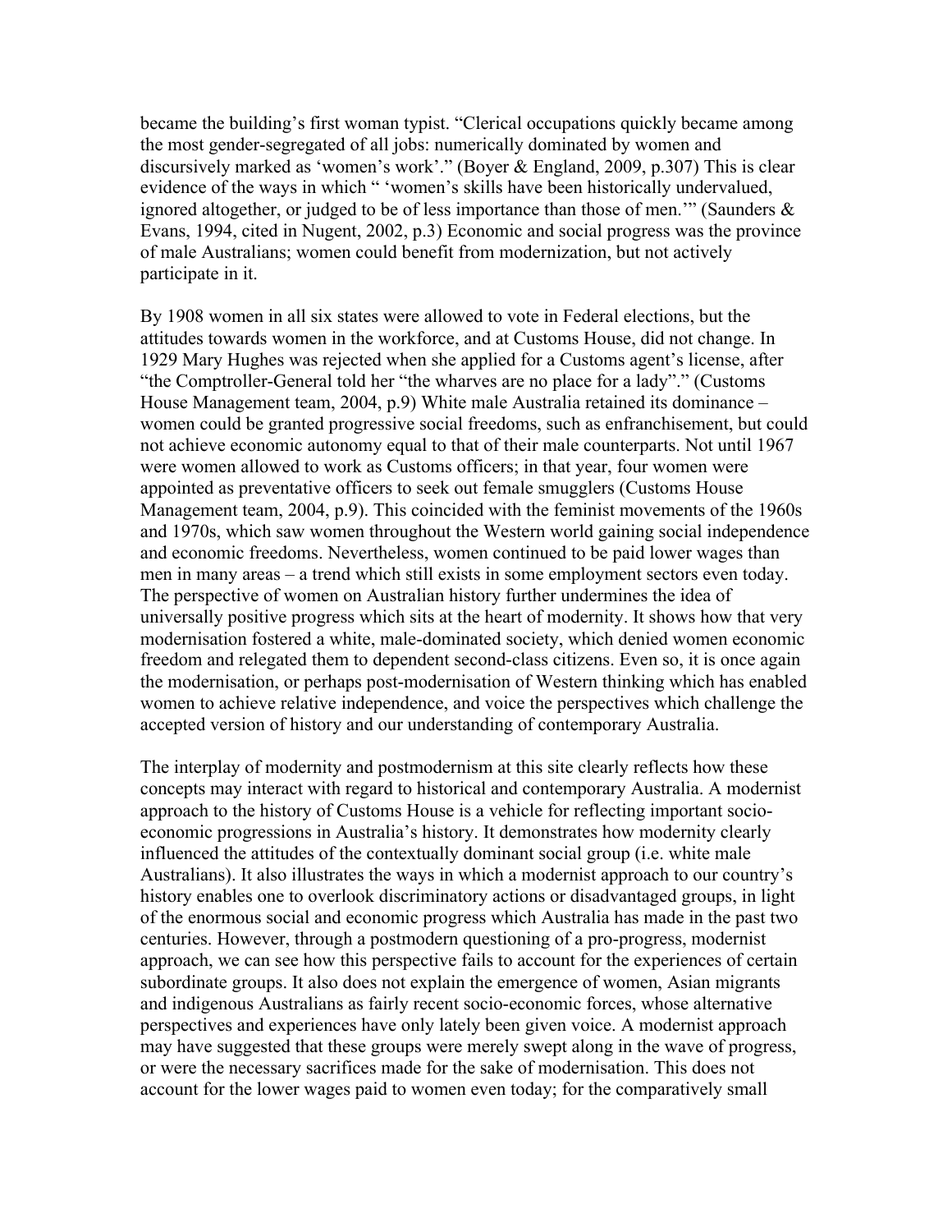became the building's first woman typist. "Clerical occupations quickly became among the most gender-segregated of all jobs: numerically dominated by women and discursively marked as 'women's work'." (Boyer & England, 2009, p.307) This is clear evidence of the ways in which " 'women's skills have been historically undervalued, ignored altogether, or judged to be of less importance than those of men.'" (Saunders & Evans, 1994, cited in Nugent, 2002, p.3) Economic and social progress was the province of male Australians; women could benefit from modernization, but not actively participate in it.

By 1908 women in all six states were allowed to vote in Federal elections, but the attitudes towards women in the workforce, and at Customs House, did not change. In 1929 Mary Hughes was rejected when she applied for a Customs agent's license, after "the Comptroller-General told her "the wharves are no place for a lady"." (Customs House Management team, 2004, p.9) White male Australia retained its dominance – women could be granted progressive social freedoms, such as enfranchisement, but could not achieve economic autonomy equal to that of their male counterparts. Not until 1967 were women allowed to work as Customs officers; in that year, four women were appointed as preventative officers to seek out female smugglers (Customs House Management team, 2004, p.9). This coincided with the feminist movements of the 1960s and 1970s, which saw women throughout the Western world gaining social independence and economic freedoms. Nevertheless, women continued to be paid lower wages than men in many areas – a trend which still exists in some employment sectors even today. The perspective of women on Australian history further undermines the idea of universally positive progress which sits at the heart of modernity. It shows how that very modernisation fostered a white, male-dominated society, which denied women economic freedom and relegated them to dependent second-class citizens. Even so, it is once again the modernisation, or perhaps post-modernisation of Western thinking which has enabled women to achieve relative independence, and voice the perspectives which challenge the accepted version of history and our understanding of contemporary Australia.

The interplay of modernity and postmodernism at this site clearly reflects how these concepts may interact with regard to historical and contemporary Australia. A modernist approach to the history of Customs House is a vehicle for reflecting important socio-economic progressions in Australia's history. It demonstrates how modernity clearly influenced the attitudes of the contextually dominant social group (i.e. white male Australians). It also illustrates the ways in which a modernist approach to our country's history enables one to overlook discriminatory actions or disadvantaged groups, in light of the enormous social and economic progress which Australia has made in the past two centuries. However, through a postmodern questioning of a pro-progress, modernist approach, we can see how this perspective fails to account for the experiences of certain subordinate groups. It also does not explain the emergence of women, Asian migrants and indigenous Australians as fairly recent socio-economic forces, whose alternative perspectives and experiences have only lately been given voice. A modernist approach may have suggested that these groups were merely swept along in the wave of progress, or were the necessary sacrifices made for the sake of modernisation. This does not account for the lower wages paid to women even today; for the comparatively small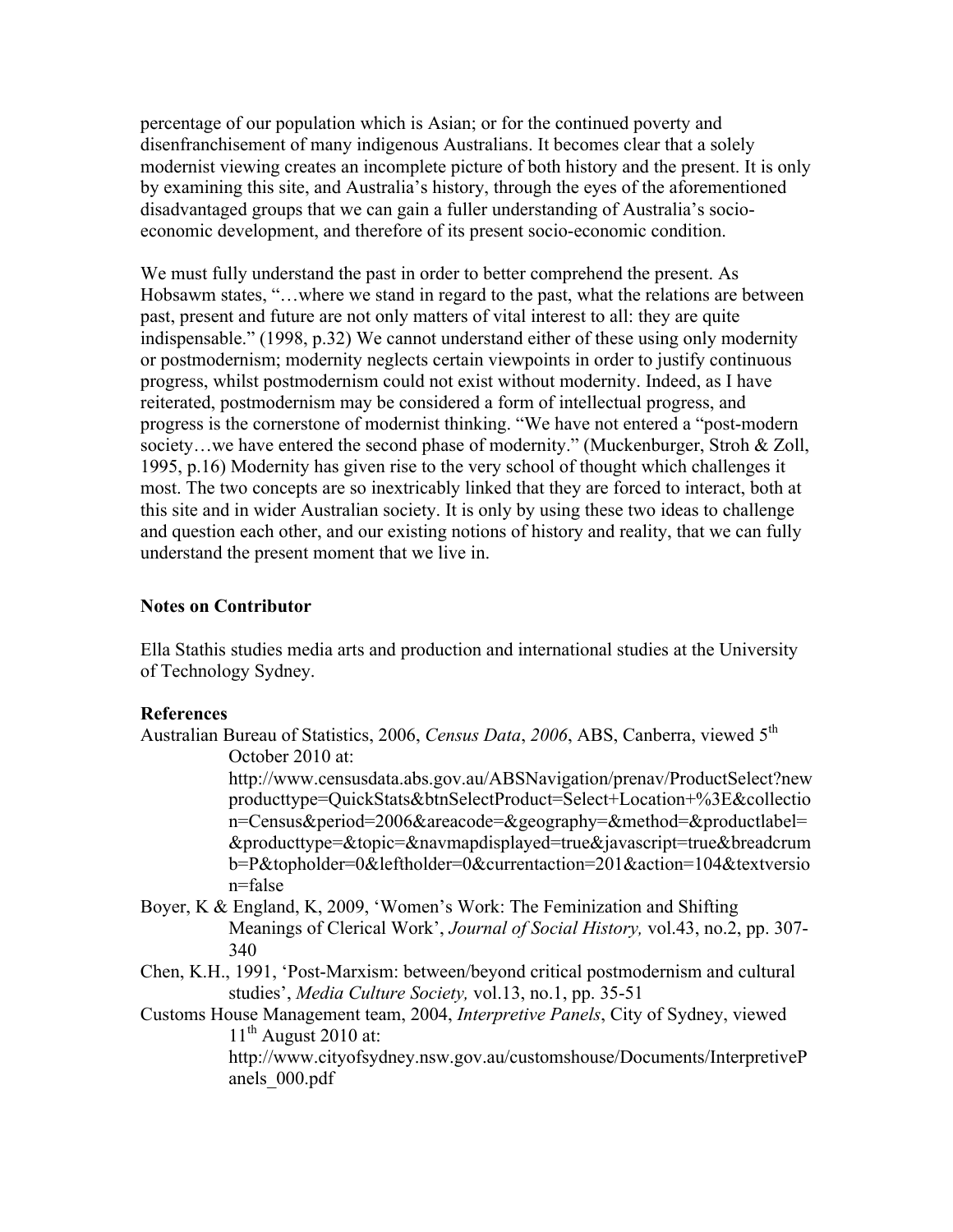percentage of our population which is Asian; or for the continued poverty and disenfranchisement of many indigenous Australians. It becomes clear that a solely modernist viewing creates an incomplete picture of both history and the present. It is only by examining this site, and Australia's history, through the eyes of the aforementioned disadvantaged groups that we can gain a fuller understanding of Australia's socio-economic development, and therefore of its present socio-economic condition.

We must fully understand the past in order to better comprehend the present. As Hobsawm states, "…where we stand in regard to the past, what the relations are between past, present and future are not only matters of vital interest to all: they are quite indispensable." (1998, p.32) We cannot understand either of these using only modernity or postmodernism; modernity neglects certain viewpoints in order to justify continuous progress, whilst postmodernism could not exist without modernity. Indeed, as I have reiterated, postmodernism may be considered a form of intellectual progress, and progress is the cornerstone of modernist thinking. "We have not entered a "post-modern society…we have entered the second phase of modernity." (Muckenburger, Stroh & Zoll, 1995, p.16) Modernity has given rise to the very school of thought which challenges it most. The two concepts are so inextricably linked that they are forced to interact, both at this site and in wider Australian society. It is only by using these two ideas to challenge and question each other, and our existing notions of history and reality, that we can fully understand the present moment that we live in.

**Notes on Contributor**

Ella Stathis studies media arts and production and international studies at the University of Technology Sydney.

**References**

Australian Bureau of Statistics, 2006, *Census Data*, *2006*, ABS, Canberra, viewed 5th October 2010 at: http://www.censusdata.abs.gov.au/ABSNavigation/prenav/ProductSelect?newproducttype=QuickStats&btnSelectProduct=Select+Location+%3E&collection=Census&period=2006&areacode=&geography=&method=&productlabel=&producttype=&topic=&navmapdisplayed=true&javascript=true&breadcrumb=P&topholder=0&leftholder=0&currentaction=201&action=104&textversion=false

Boyer, K & England, K, 2009, 'Women's Work: The Feminization and Shifting Meanings of Clerical Work', *Journal of Social History,* vol.43, no.2, pp. 307-340

Chen, K.H., 1991, 'Post-Marxism: between/beyond critical postmodernism and cultural studies', *Media Culture Society,* vol.13, no.1, pp. 35-51

Customs House Management team, 2004, *Interpretive Panels*, City of Sydney, viewed 11th August 2010 at: http://www.cityofsydney.nsw.gov.au/customshouse/Documents/InterpretivePanels_000.pdf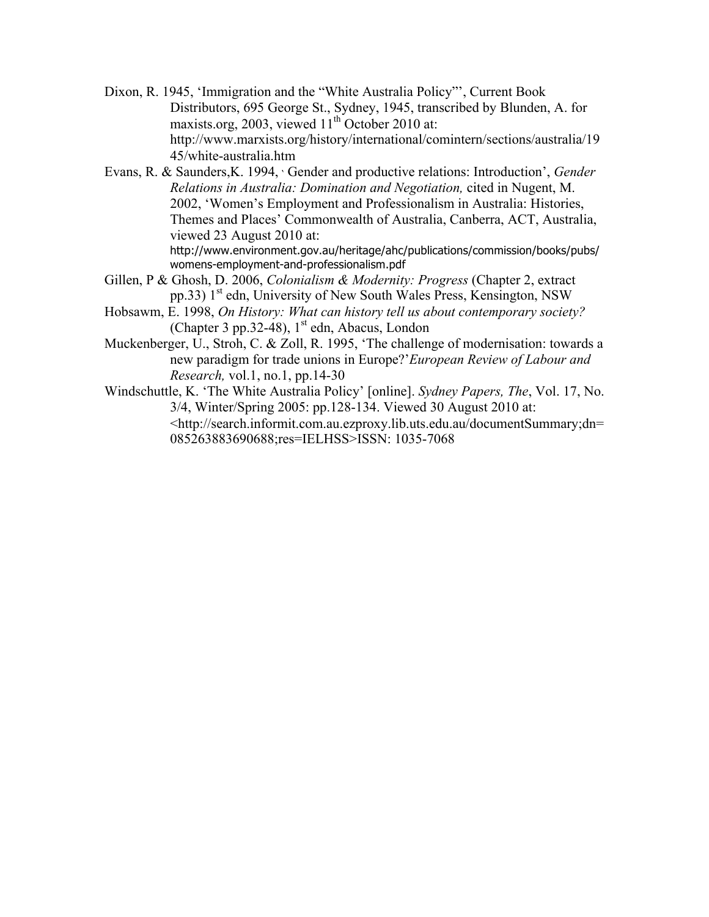Dixon, R. 1945, 'Immigration and the "White Australia Policy"', Current Book Distributors, 695 George St., Sydney, 1945, transcribed by Blunden, A. for maxists.org, 2003, viewed 11th October 2010 at: http://www.marxists.org/history/international/comintern/sections/australia/1945/white-australia.htm

Evans, R. & Saunders,K. 1994, ' Gender and productive relations: Introduction', *Gender Relations in Australia: Domination and Negotiation,* cited in Nugent, M. 2002, 'Women's Employment and Professionalism in Australia: Histories, Themes and Places' Commonwealth of Australia, Canberra, ACT, Australia, viewed 23 August 2010 at: http://www.environment.gov.au/heritage/ahc/publications/commission/books/pubs/womens-employment-and-professionalism.pdf

Gillen, P & Ghosh, D. 2006, *Colonialism & Modernity: Progress* (Chapter 2, extract pp.33) 1st edn, University of New South Wales Press, Kensington, NSW

Hobsawm, E. 1998, *On History: What can history tell us about contemporary society?* (Chapter 3 pp.32-48), 1st edn, Abacus, London

Muckenberger, U., Stroh, C. & Zoll, R. 1995, 'The challenge of modernisation: towards a new paradigm for trade unions in Europe?'*European Review of Labour and Research,* vol.1, no.1, pp.14-30

Windschuttle, K. 'The White Australia Policy' [online]. *Sydney Papers, The*, Vol. 17, No. 3/4, Winter/Spring 2005: pp.128-134. Viewed 30 August 2010 at: <http://search.informit.com.au.ezproxy.lib.uts.edu.au/documentSummary;dn=085263883690688;res=IELHSS>ISSN: 1035-7068